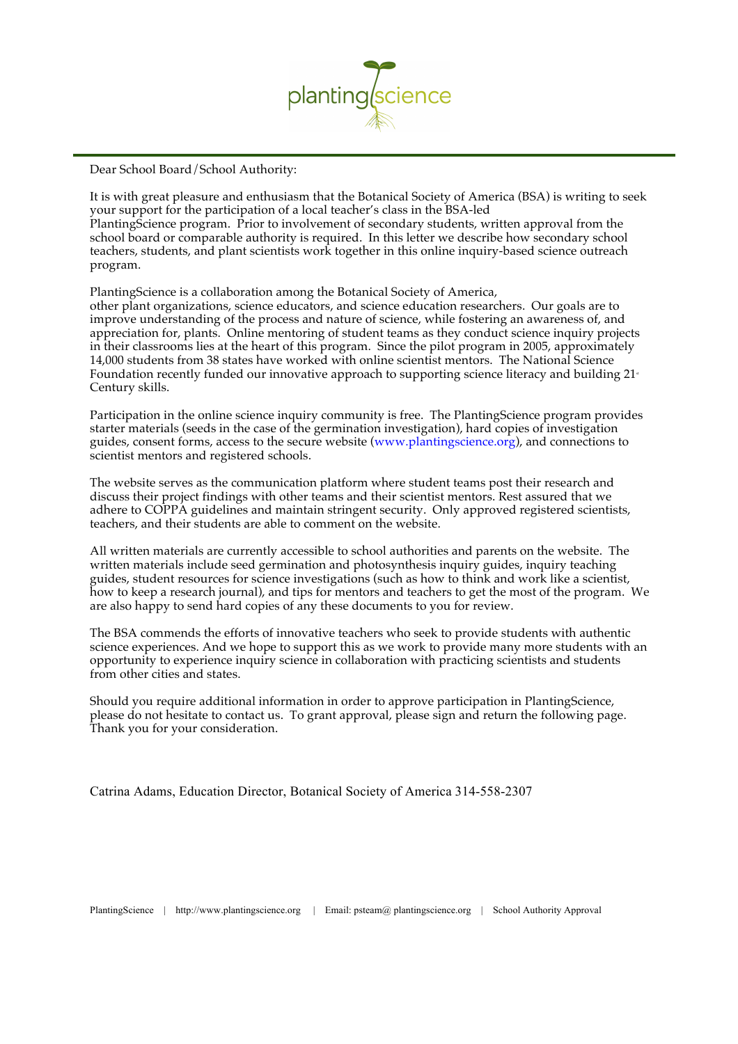plantingscience

Dear School Board/School Authority:

It is with great pleasure and enthusiasm that the Botanical Society of America (BSA) is writing to seek your support for the participation of a local teacher's class in the BSA-led PlantingScience program. Prior to involvement of secondary students, written approval from the school board or comparable authority is required. In this letter we describe how secondary school teachers, students, and plant scientists work together in this online inquiry-based science outreach program.

PlantingScience is a collaboration among the Botanical Society of America, other plant organizations, science educators, and science education researchers. Our goals are to improve understanding of the process and nature of science, while fostering an awareness of, and appreciation for, plants. Online mentoring of student teams as they conduct science inquiry projects in their classrooms lies at the heart of this program. Since the pilot program in 2005, approximately 14,000 students from 38 states have worked with online scientist mentors. The National Science Foundation recently funded our innovative approach to supporting science literacy and building 21st Century skills.

Participation in the online science inquiry community is free. The PlantingScience program provides starter materials (seeds in the case of the germination investigation), hard copies of investigation guides, consent forms, access to the secure website (www.plantingscience.org), and connections to scientist mentors and registered schools.

The website serves as the communication platform where student teams post their research and discuss their project findings with other teams and their scientist mentors. Rest assured that we adhere to COPPA guidelines and maintain stringent security. Only approved registered scientists, teachers, and their students are able to comment on the website.

All written materials are currently accessible to school authorities and parents on the website. The written materials include seed germination and photosynthesis inquiry guides, inquiry teaching guides, student resources for science investigations (such as how to think and work like a scientist, how to keep a research journal), and tips for mentors and teachers to get the most of the program. We are also happy to send hard copies of any these documents to you for review.

The BSA commends the efforts of innovative teachers who seek to provide students with authentic science experiences. And we hope to support this as we work to provide many more students with an opportunity to experience inquiry science in collaboration with practicing scientists and students from other cities and states.

Should you require additional information in order to approve participation in PlantingScience, please do not hesitate to contact us. To grant approval, please sign and return the following page. Thank you for your consideration.

Catrina Adams, Education Director, Botanical Society of America 314-558-2307

PlantingScience | http://www.plantingscience.org | Email: psteam@ plantingscience.org | School Authority Approval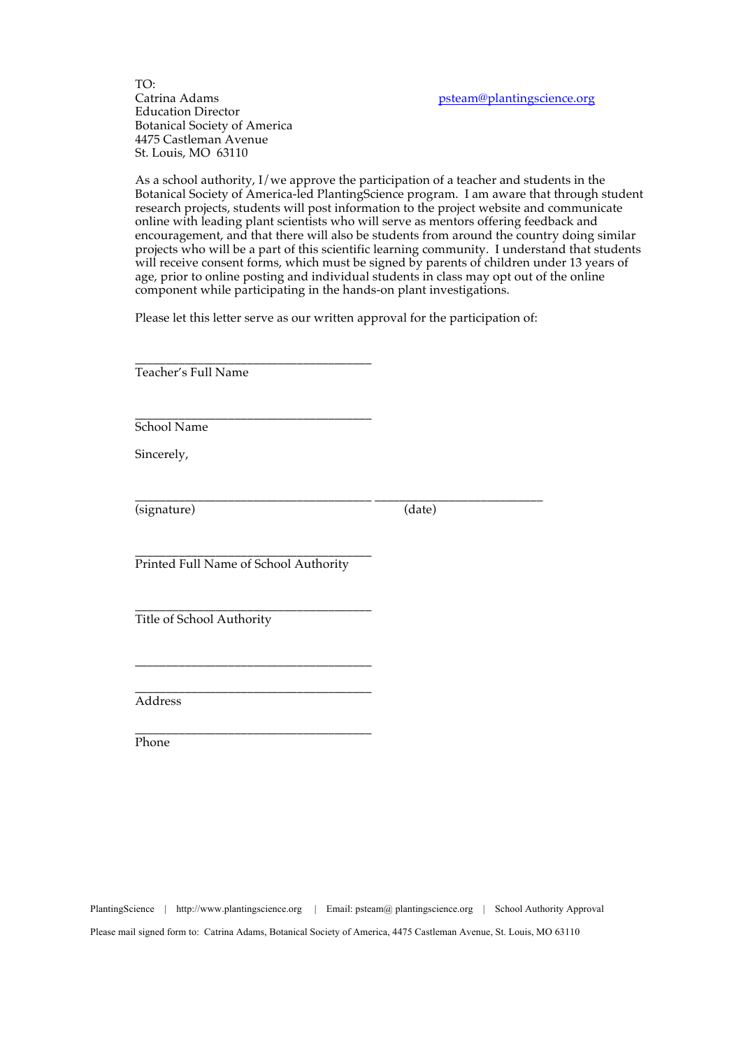TO:
Catrina Adams
Education Director
Botanical Society of America
4475 Castleman Avenue
St. Louis, MO 63110

psteam@plantingscience.org

As a school authority, I/we approve the participation of a teacher and students in the Botanical Society of America-led PlantingScience program. I am aware that through student research projects, students will post information to the project website and communicate online with leading plant scientists who will serve as mentors offering feedback and encouragement, and that there will also be students from around the country doing similar projects who will be a part of this scientific learning community. I understand that students will receive consent forms, which must be signed by parents of children under 13 years of age, prior to online posting and individual students in class may opt out of the online component while participating in the hands-on plant investigations.

Please let this letter serve as our written approval for the participation of:

_____________________________________
Teacher's Full Name

_____________________________________
School Name

Sincerely,

_____________________________________ __________________________
(signature) (date)

_____________________________________
Printed Full Name of School Authority

_____________________________________
Title of School Authority

_____________________________________

_____________________________________
Address

_____________________________________
Phone

PlantingScience | http://www.plantingscience.org | Email: psteam@ plantingscience.org | School Authority Approval

Please mail signed form to: Catrina Adams, Botanical Society of America, 4475 Castleman Avenue, St. Louis, MO 63110